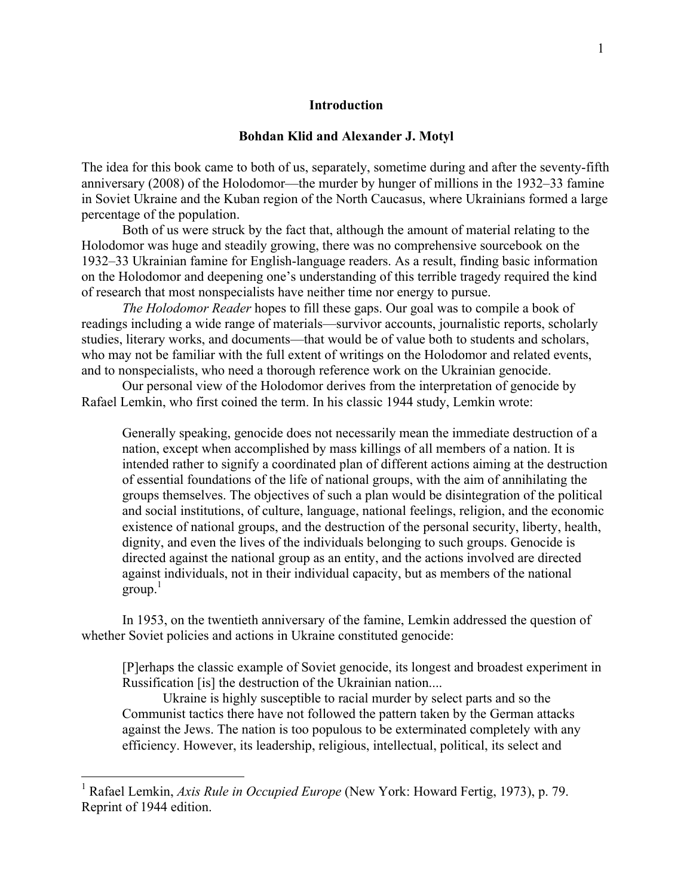## Introduction

**Bohdan Klid and Alexander J. Motyl**

The idea for this book came to both of us, separately, sometime during and after the seventy-fifth anniversary (2008) of the Holodomor—the murder by hunger of millions in the 1932–33 famine in Soviet Ukraine and the Kuban region of the North Caucasus, where Ukrainians formed a large percentage of the population.

Both of us were struck by the fact that, although the amount of material relating to the Holodomor was huge and steadily growing, there was no comprehensive sourcebook on the 1932–33 Ukrainian famine for English-language readers. As a result, finding basic information on the Holodomor and deepening one's understanding of this terrible tragedy required the kind of research that most nonspecialists have neither time nor energy to pursue.

*The Holodomor Reader* hopes to fill these gaps. Our goal was to compile a book of readings including a wide range of materials—survivor accounts, journalistic reports, scholarly studies, literary works, and documents—that would be of value both to students and scholars, who may not be familiar with the full extent of writings on the Holodomor and related events, and to nonspecialists, who need a thorough reference work on the Ukrainian genocide.

Our personal view of the Holodomor derives from the interpretation of genocide by Rafael Lemkin, who first coined the term. In his classic 1944 study, Lemkin wrote:

> Generally speaking, genocide does not necessarily mean the immediate destruction of a nation, except when accomplished by mass killings of all members of a nation. It is intended rather to signify a coordinated plan of different actions aiming at the destruction of essential foundations of the life of national groups, with the aim of annihilating the groups themselves. The objectives of such a plan would be disintegration of the political and social institutions, of culture, language, national feelings, religion, and the economic existence of national groups, and the destruction of the personal security, liberty, health, dignity, and even the lives of the individuals belonging to such groups. Genocide is directed against the national group as an entity, and the actions involved are directed against individuals, not in their individual capacity, but as members of the national group.[1]

In 1953, on the twentieth anniversary of the famine, Lemkin addressed the question of whether Soviet policies and actions in Ukraine constituted genocide:

> [P]erhaps the classic example of Soviet genocide, its longest and broadest experiment in Russification [is] the destruction of the Ukrainian nation....
>
> Ukraine is highly susceptible to racial murder by select parts and so the Communist tactics there have not followed the pattern taken by the German attacks against the Jews. The nation is too populous to be exterminated completely with any efficiency. However, its leadership, religious, intellectual, political, its select and

---

[1] Rafael Lemkin, *Axis Rule in Occupied Europe* (New York: Howard Fertig, 1973), p. 79. Reprint of 1944 edition.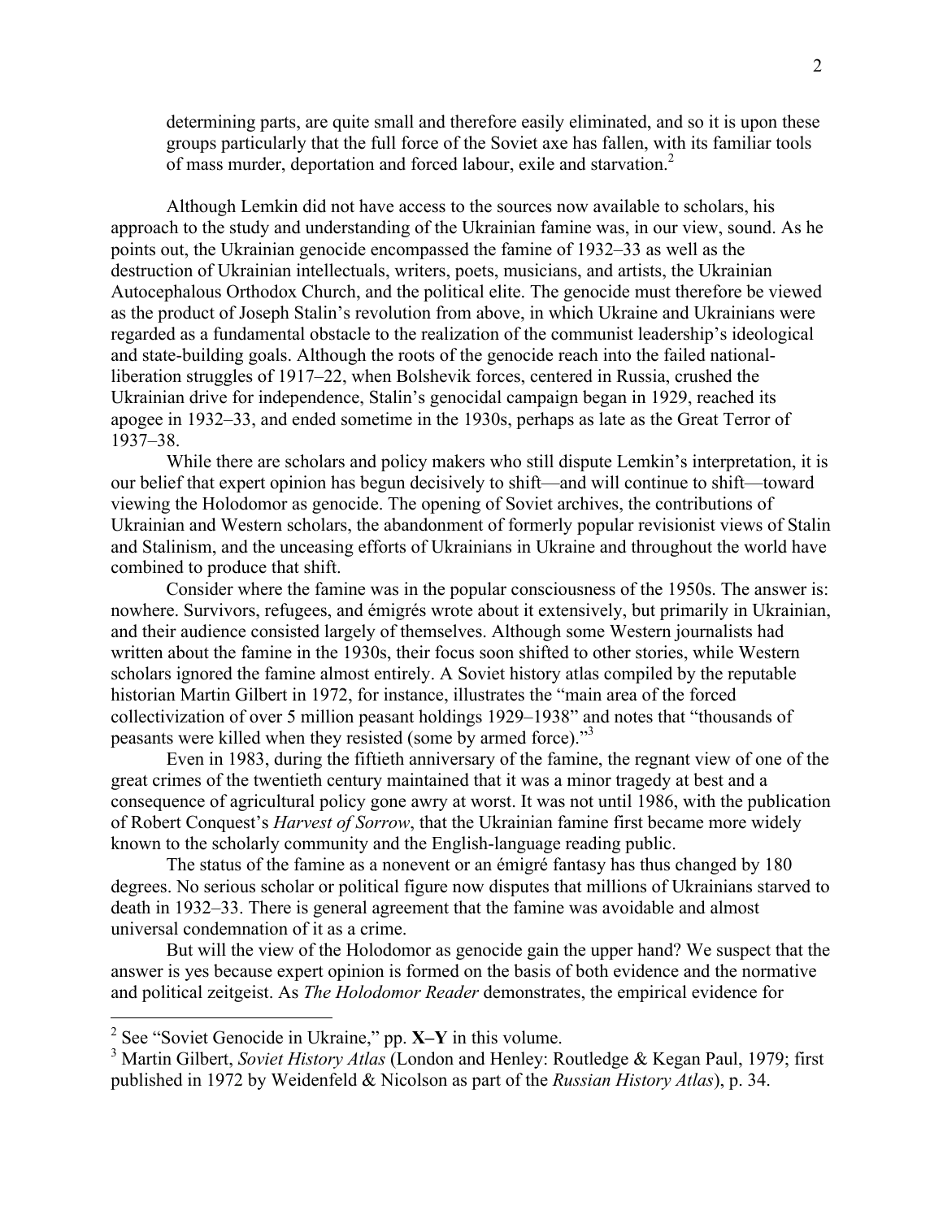> determining parts, are quite small and therefore easily eliminated, and so it is upon these groups particularly that the full force of the Soviet axe has fallen, with its familiar tools of mass murder, deportation and forced labour, exile and starvation.[2]

Although Lemkin did not have access to the sources now available to scholars, his approach to the study and understanding of the Ukrainian famine was, in our view, sound. As he points out, the Ukrainian genocide encompassed the famine of 1932–33 as well as the destruction of Ukrainian intellectuals, writers, poets, musicians, and artists, the Ukrainian Autocephalous Orthodox Church, and the political elite. The genocide must therefore be viewed as the product of Joseph Stalin's revolution from above, in which Ukraine and Ukrainians were regarded as a fundamental obstacle to the realization of the communist leadership's ideological and state-building goals. Although the roots of the genocide reach into the failed national-liberation struggles of 1917–22, when Bolshevik forces, centered in Russia, crushed the Ukrainian drive for independence, Stalin's genocidal campaign began in 1929, reached its apogee in 1932–33, and ended sometime in the 1930s, perhaps as late as the Great Terror of 1937–38.

While there are scholars and policy makers who still dispute Lemkin's interpretation, it is our belief that expert opinion has begun decisively to shift—and will continue to shift—toward viewing the Holodomor as genocide. The opening of Soviet archives, the contributions of Ukrainian and Western scholars, the abandonment of formerly popular revisionist views of Stalin and Stalinism, and the unceasing efforts of Ukrainians in Ukraine and throughout the world have combined to produce that shift.

Consider where the famine was in the popular consciousness of the 1950s. The answer is: nowhere. Survivors, refugees, and émigrés wrote about it extensively, but primarily in Ukrainian, and their audience consisted largely of themselves. Although some Western journalists had written about the famine in the 1930s, their focus soon shifted to other stories, while Western scholars ignored the famine almost entirely. A Soviet history atlas compiled by the reputable historian Martin Gilbert in 1972, for instance, illustrates the "main area of the forced collectivization of over 5 million peasant holdings 1929–1938" and notes that "thousands of peasants were killed when they resisted (some by armed force)."[3]

Even in 1983, during the fiftieth anniversary of the famine, the regnant view of one of the great crimes of the twentieth century maintained that it was a minor tragedy at best and a consequence of agricultural policy gone awry at worst. It was not until 1986, with the publication of Robert Conquest's *Harvest of Sorrow*, that the Ukrainian famine first became more widely known to the scholarly community and the English-language reading public.

The status of the famine as a nonevent or an émigré fantasy has thus changed by 180 degrees. No serious scholar or political figure now disputes that millions of Ukrainians starved to death in 1932–33. There is general agreement that the famine was avoidable and almost universal condemnation of it as a crime.

But will the view of the Holodomor as genocide gain the upper hand? We suspect that the answer is yes because expert opinion is formed on the basis of both evidence and the normative and political zeitgeist. As *The Holodomor Reader* demonstrates, the empirical evidence for

---

[2] See "Soviet Genocide in Ukraine," pp. **X–Y** in this volume.

[3] Martin Gilbert, *Soviet History Atlas* (London and Henley: Routledge & Kegan Paul, 1979; first published in 1972 by Weidenfeld & Nicolson as part of the *Russian History Atlas*), p. 34.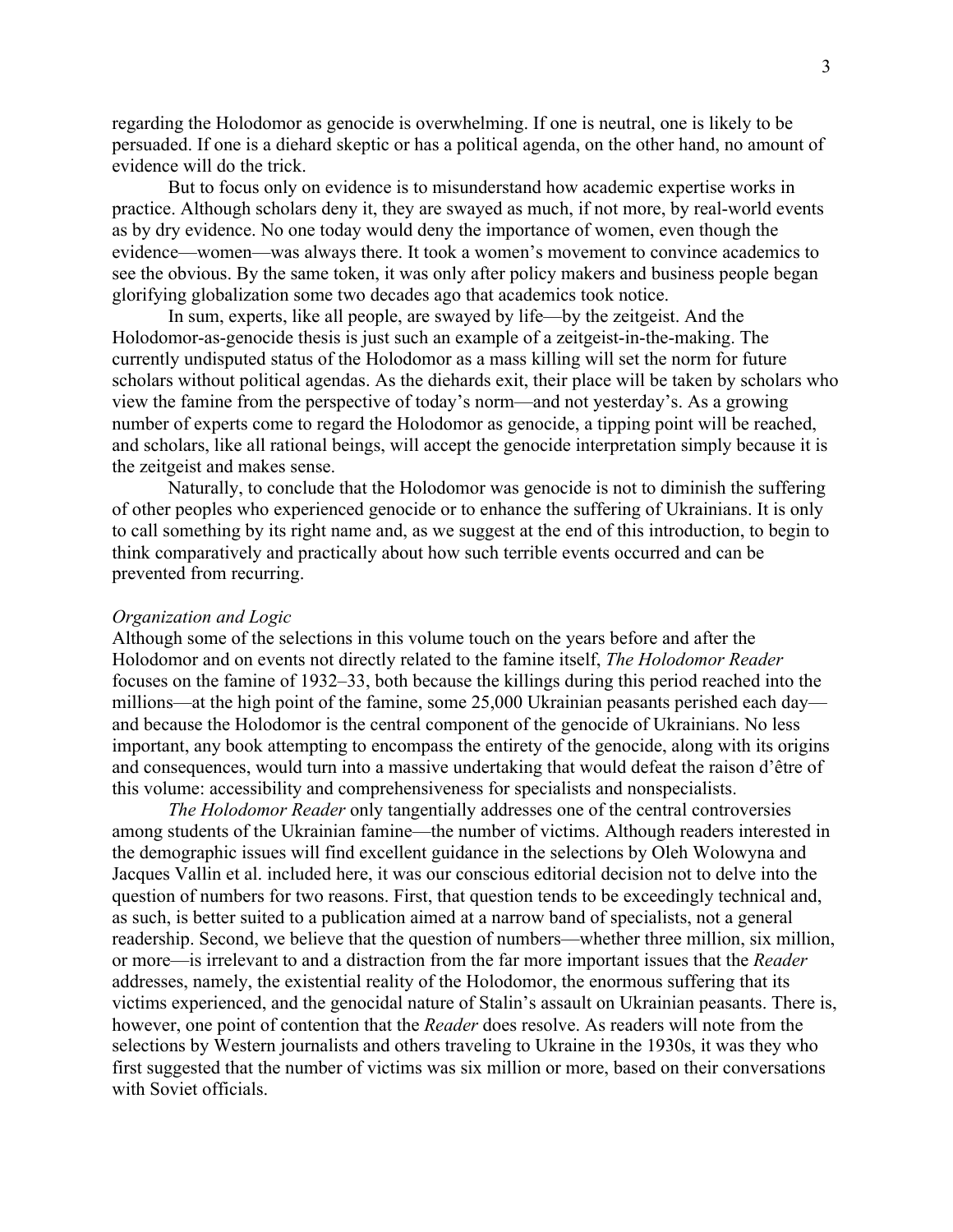regarding the Holodomor as genocide is overwhelming. If one is neutral, one is likely to be persuaded. If one is a diehard skeptic or has a political agenda, on the other hand, no amount of evidence will do the trick.

But to focus only on evidence is to misunderstand how academic expertise works in practice. Although scholars deny it, they are swayed as much, if not more, by real-world events as by dry evidence. No one today would deny the importance of women, even though the evidence—women—was always there. It took a women's movement to convince academics to see the obvious. By the same token, it was only after policy makers and business people began glorifying globalization some two decades ago that academics took notice.

In sum, experts, like all people, are swayed by life—by the zeitgeist. And the Holodomor-as-genocide thesis is just such an example of a zeitgeist-in-the-making. The currently undisputed status of the Holodomor as a mass killing will set the norm for future scholars without political agendas. As the diehards exit, their place will be taken by scholars who view the famine from the perspective of today's norm—and not yesterday's. As a growing number of experts come to regard the Holodomor as genocide, a tipping point will be reached, and scholars, like all rational beings, will accept the genocide interpretation simply because it is the zeitgeist and makes sense.

Naturally, to conclude that the Holodomor was genocide is not to diminish the suffering of other peoples who experienced genocide or to enhance the suffering of Ukrainians. It is only to call something by its right name and, as we suggest at the end of this introduction, to begin to think comparatively and practically about how such terrible events occurred and can be prevented from recurring.

*Organization and Logic*

Although some of the selections in this volume touch on the years before and after the Holodomor and on events not directly related to the famine itself, *The Holodomor Reader* focuses on the famine of 1932–33, both because the killings during this period reached into the millions—at the high point of the famine, some 25,000 Ukrainian peasants perished each day—and because the Holodomor is the central component of the genocide of Ukrainians. No less important, any book attempting to encompass the entirety of the genocide, along with its origins and consequences, would turn into a massive undertaking that would defeat the raison d'être of this volume: accessibility and comprehensiveness for specialists and nonspecialists.

*The Holodomor Reader* only tangentially addresses one of the central controversies among students of the Ukrainian famine—the number of victims. Although readers interested in the demographic issues will find excellent guidance in the selections by Oleh Wolowyna and Jacques Vallin et al. included here, it was our conscious editorial decision not to delve into the question of numbers for two reasons. First, that question tends to be exceedingly technical and, as such, is better suited to a publication aimed at a narrow band of specialists, not a general readership. Second, we believe that the question of numbers—whether three million, six million, or more—is irrelevant to and a distraction from the far more important issues that the *Reader* addresses, namely, the existential reality of the Holodomor, the enormous suffering that its victims experienced, and the genocidal nature of Stalin's assault on Ukrainian peasants. There is, however, one point of contention that the *Reader* does resolve. As readers will note from the selections by Western journalists and others traveling to Ukraine in the 1930s, it was they who first suggested that the number of victims was six million or more, based on their conversations with Soviet officials.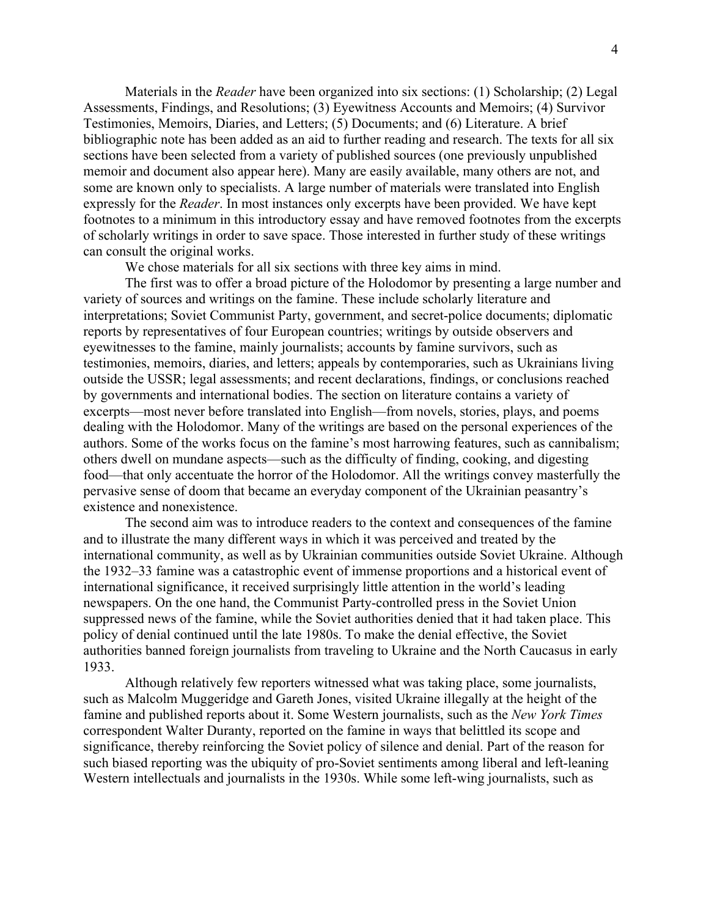Materials in the *Reader* have been organized into six sections: (1) Scholarship; (2) Legal Assessments, Findings, and Resolutions; (3) Eyewitness Accounts and Memoirs; (4) Survivor Testimonies, Memoirs, Diaries, and Letters; (5) Documents; and (6) Literature. A brief bibliographic note has been added as an aid to further reading and research. The texts for all six sections have been selected from a variety of published sources (one previously unpublished memoir and document also appear here). Many are easily available, many others are not, and some are known only to specialists. A large number of materials were translated into English expressly for the *Reader*. In most instances only excerpts have been provided. We have kept footnotes to a minimum in this introductory essay and have removed footnotes from the excerpts of scholarly writings in order to save space. Those interested in further study of these writings can consult the original works.

We chose materials for all six sections with three key aims in mind.

The first was to offer a broad picture of the Holodomor by presenting a large number and variety of sources and writings on the famine. These include scholarly literature and interpretations; Soviet Communist Party, government, and secret-police documents; diplomatic reports by representatives of four European countries; writings by outside observers and eyewitnesses to the famine, mainly journalists; accounts by famine survivors, such as testimonies, memoirs, diaries, and letters; appeals by contemporaries, such as Ukrainians living outside the USSR; legal assessments; and recent declarations, findings, or conclusions reached by governments and international bodies. The section on literature contains a variety of excerpts—most never before translated into English—from novels, stories, plays, and poems dealing with the Holodomor. Many of the writings are based on the personal experiences of the authors. Some of the works focus on the famine's most harrowing features, such as cannibalism; others dwell on mundane aspects—such as the difficulty of finding, cooking, and digesting food—that only accentuate the horror of the Holodomor. All the writings convey masterfully the pervasive sense of doom that became an everyday component of the Ukrainian peasantry's existence and nonexistence.

The second aim was to introduce readers to the context and consequences of the famine and to illustrate the many different ways in which it was perceived and treated by the international community, as well as by Ukrainian communities outside Soviet Ukraine. Although the 1932–33 famine was a catastrophic event of immense proportions and a historical event of international significance, it received surprisingly little attention in the world's leading newspapers. On the one hand, the Communist Party-controlled press in the Soviet Union suppressed news of the famine, while the Soviet authorities denied that it had taken place. This policy of denial continued until the late 1980s. To make the denial effective, the Soviet authorities banned foreign journalists from traveling to Ukraine and the North Caucasus in early 1933.

Although relatively few reporters witnessed what was taking place, some journalists, such as Malcolm Muggeridge and Gareth Jones, visited Ukraine illegally at the height of the famine and published reports about it. Some Western journalists, such as the *New York Times* correspondent Walter Duranty, reported on the famine in ways that belittled its scope and significance, thereby reinforcing the Soviet policy of silence and denial. Part of the reason for such biased reporting was the ubiquity of pro-Soviet sentiments among liberal and left-leaning Western intellectuals and journalists in the 1930s. While some left-wing journalists, such as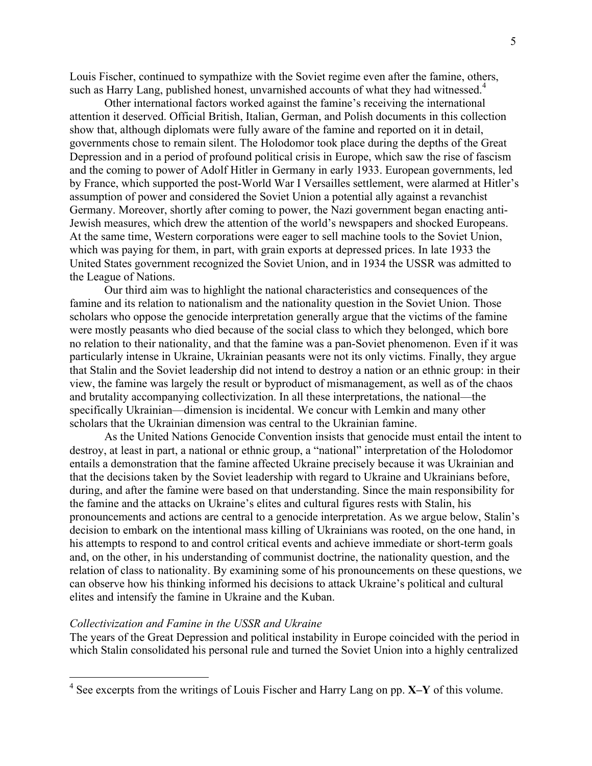Louis Fischer, continued to sympathize with the Soviet regime even after the famine, others, such as Harry Lang, published honest, unvarnished accounts of what they had witnessed.[4]

Other international factors worked against the famine's receiving the international attention it deserved. Official British, Italian, German, and Polish documents in this collection show that, although diplomats were fully aware of the famine and reported on it in detail, governments chose to remain silent. The Holodomor took place during the depths of the Great Depression and in a period of profound political crisis in Europe, which saw the rise of fascism and the coming to power of Adolf Hitler in Germany in early 1933. European governments, led by France, which supported the post-World War I Versailles settlement, were alarmed at Hitler's assumption of power and considered the Soviet Union a potential ally against a revanchist Germany. Moreover, shortly after coming to power, the Nazi government began enacting anti-Jewish measures, which drew the attention of the world's newspapers and shocked Europeans. At the same time, Western corporations were eager to sell machine tools to the Soviet Union, which was paying for them, in part, with grain exports at depressed prices. In late 1933 the United States government recognized the Soviet Union, and in 1934 the USSR was admitted to the League of Nations.

Our third aim was to highlight the national characteristics and consequences of the famine and its relation to nationalism and the nationality question in the Soviet Union. Those scholars who oppose the genocide interpretation generally argue that the victims of the famine were mostly peasants who died because of the social class to which they belonged, which bore no relation to their nationality, and that the famine was a pan-Soviet phenomenon. Even if it was particularly intense in Ukraine, Ukrainian peasants were not its only victims. Finally, they argue that Stalin and the Soviet leadership did not intend to destroy a nation or an ethnic group: in their view, the famine was largely the result or byproduct of mismanagement, as well as of the chaos and brutality accompanying collectivization. In all these interpretations, the national—the specifically Ukrainian—dimension is incidental. We concur with Lemkin and many other scholars that the Ukrainian dimension was central to the Ukrainian famine.

As the United Nations Genocide Convention insists that genocide must entail the intent to destroy, at least in part, a national or ethnic group, a "national" interpretation of the Holodomor entails a demonstration that the famine affected Ukraine precisely because it was Ukrainian and that the decisions taken by the Soviet leadership with regard to Ukraine and Ukrainians before, during, and after the famine were based on that understanding. Since the main responsibility for the famine and the attacks on Ukraine's elites and cultural figures rests with Stalin, his pronouncements and actions are central to a genocide interpretation. As we argue below, Stalin's decision to embark on the intentional mass killing of Ukrainians was rooted, on the one hand, in his attempts to respond to and control critical events and achieve immediate or short-term goals and, on the other, in his understanding of communist doctrine, the nationality question, and the relation of class to nationality. By examining some of his pronouncements on these questions, we can observe how his thinking informed his decisions to attack Ukraine's political and cultural elites and intensify the famine in Ukraine and the Kuban.

*Collectivization and Famine in the USSR and Ukraine*

The years of the Great Depression and political instability in Europe coincided with the period in which Stalin consolidated his personal rule and turned the Soviet Union into a highly centralized

[4] See excerpts from the writings of Louis Fischer and Harry Lang on pp. **X–Y** of this volume.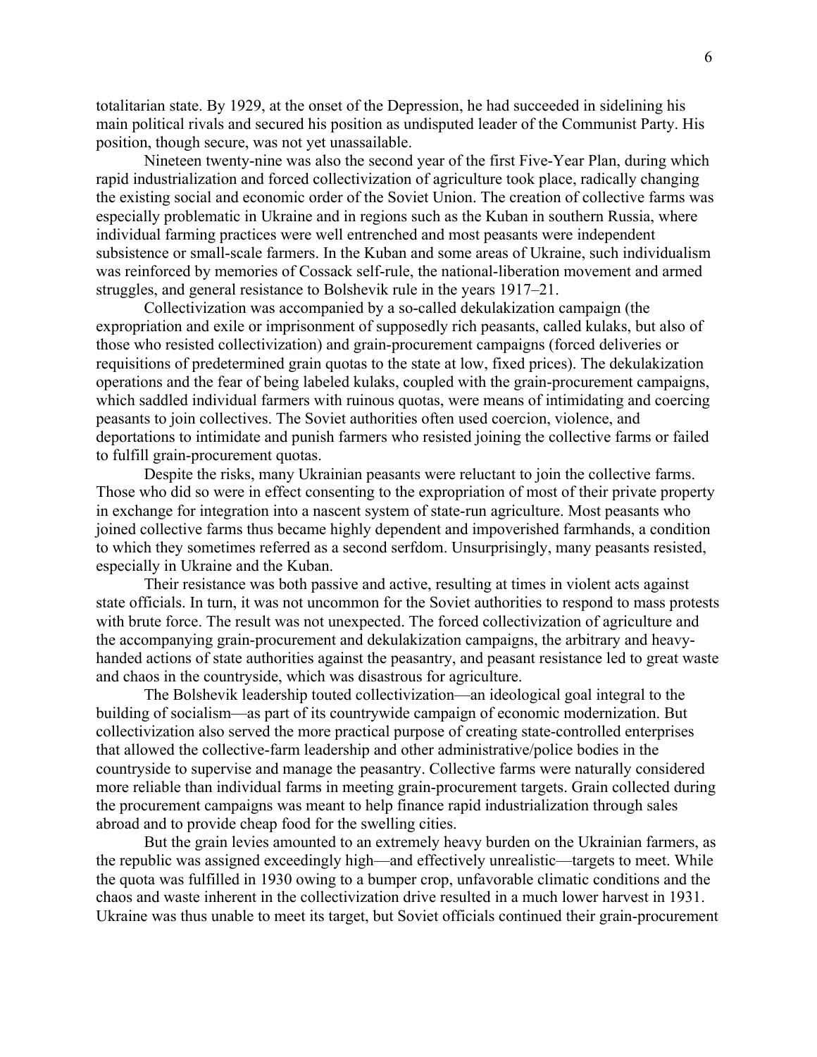totalitarian state. By 1929, at the onset of the Depression, he had succeeded in sidelining his main political rivals and secured his position as undisputed leader of the Communist Party. His position, though secure, was not yet unassailable.

Nineteen twenty-nine was also the second year of the first Five-Year Plan, during which rapid industrialization and forced collectivization of agriculture took place, radically changing the existing social and economic order of the Soviet Union. The creation of collective farms was especially problematic in Ukraine and in regions such as the Kuban in southern Russia, where individual farming practices were well entrenched and most peasants were independent subsistence or small-scale farmers. In the Kuban and some areas of Ukraine, such individualism was reinforced by memories of Cossack self-rule, the national-liberation movement and armed struggles, and general resistance to Bolshevik rule in the years 1917–21.

Collectivization was accompanied by a so-called dekulakization campaign (the expropriation and exile or imprisonment of supposedly rich peasants, called kulaks, but also of those who resisted collectivization) and grain-procurement campaigns (forced deliveries or requisitions of predetermined grain quotas to the state at low, fixed prices). The dekulakization operations and the fear of being labeled kulaks, coupled with the grain-procurement campaigns, which saddled individual farmers with ruinous quotas, were means of intimidating and coercing peasants to join collectives. The Soviet authorities often used coercion, violence, and deportations to intimidate and punish farmers who resisted joining the collective farms or failed to fulfill grain-procurement quotas.

Despite the risks, many Ukrainian peasants were reluctant to join the collective farms. Those who did so were in effect consenting to the expropriation of most of their private property in exchange for integration into a nascent system of state-run agriculture. Most peasants who joined collective farms thus became highly dependent and impoverished farmhands, a condition to which they sometimes referred as a second serfdom. Unsurprisingly, many peasants resisted, especially in Ukraine and the Kuban.

Their resistance was both passive and active, resulting at times in violent acts against state officials. In turn, it was not uncommon for the Soviet authorities to respond to mass protests with brute force. The result was not unexpected. The forced collectivization of agriculture and the accompanying grain-procurement and dekulakization campaigns, the arbitrary and heavy-handed actions of state authorities against the peasantry, and peasant resistance led to great waste and chaos in the countryside, which was disastrous for agriculture.

The Bolshevik leadership touted collectivization—an ideological goal integral to the building of socialism—as part of its countrywide campaign of economic modernization. But collectivization also served the more practical purpose of creating state-controlled enterprises that allowed the collective-farm leadership and other administrative/police bodies in the countryside to supervise and manage the peasantry. Collective farms were naturally considered more reliable than individual farms in meeting grain-procurement targets. Grain collected during the procurement campaigns was meant to help finance rapid industrialization through sales abroad and to provide cheap food for the swelling cities.

But the grain levies amounted to an extremely heavy burden on the Ukrainian farmers, as the republic was assigned exceedingly high—and effectively unrealistic—targets to meet. While the quota was fulfilled in 1930 owing to a bumper crop, unfavorable climatic conditions and the chaos and waste inherent in the collectivization drive resulted in a much lower harvest in 1931. Ukraine was thus unable to meet its target, but Soviet officials continued their grain-procurement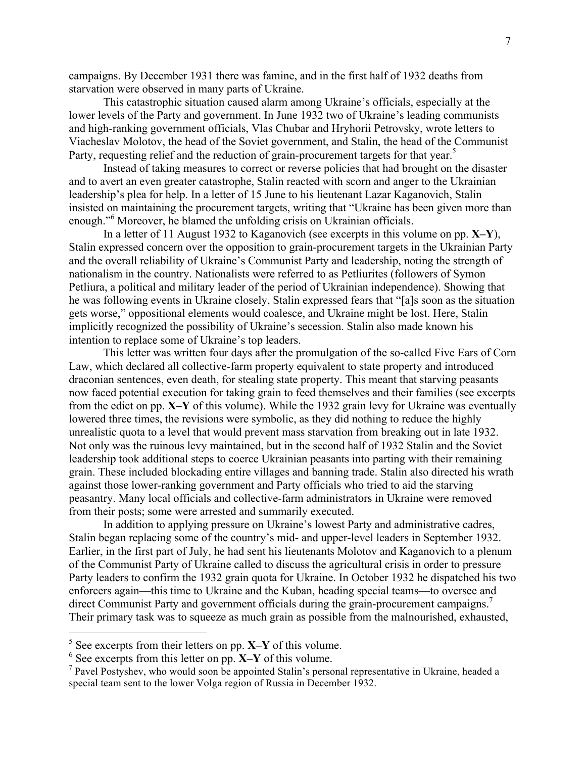campaigns. By December 1931 there was famine, and in the first half of 1932 deaths from starvation were observed in many parts of Ukraine.

This catastrophic situation caused alarm among Ukraine's officials, especially at the lower levels of the Party and government. In June 1932 two of Ukraine's leading communists and high-ranking government officials, Vlas Chubar and Hryhorii Petrovsky, wrote letters to Viacheslav Molotov, the head of the Soviet government, and Stalin, the head of the Communist Party, requesting relief and the reduction of grain-procurement targets for that year.[5]

Instead of taking measures to correct or reverse policies that had brought on the disaster and to avert an even greater catastrophe, Stalin reacted with scorn and anger to the Ukrainian leadership's plea for help. In a letter of 15 June to his lieutenant Lazar Kaganovich, Stalin insisted on maintaining the procurement targets, writing that "Ukraine has been given more than enough."[6] Moreover, he blamed the unfolding crisis on Ukrainian officials.

In a letter of 11 August 1932 to Kaganovich (see excerpts in this volume on pp. **X–Y**), Stalin expressed concern over the opposition to grain-procurement targets in the Ukrainian Party and the overall reliability of Ukraine's Communist Party and leadership, noting the strength of nationalism in the country. Nationalists were referred to as Petliurites (followers of Symon Petliura, a political and military leader of the period of Ukrainian independence). Showing that he was following events in Ukraine closely, Stalin expressed fears that "[a]s soon as the situation gets worse," oppositional elements would coalesce, and Ukraine might be lost. Here, Stalin implicitly recognized the possibility of Ukraine's secession. Stalin also made known his intention to replace some of Ukraine's top leaders.

This letter was written four days after the promulgation of the so-called Five Ears of Corn Law, which declared all collective-farm property equivalent to state property and introduced draconian sentences, even death, for stealing state property. This meant that starving peasants now faced potential execution for taking grain to feed themselves and their families (see excerpts from the edict on pp. **X–Y** of this volume). While the 1932 grain levy for Ukraine was eventually lowered three times, the revisions were symbolic, as they did nothing to reduce the highly unrealistic quota to a level that would prevent mass starvation from breaking out in late 1932. Not only was the ruinous levy maintained, but in the second half of 1932 Stalin and the Soviet leadership took additional steps to coerce Ukrainian peasants into parting with their remaining grain. These included blockading entire villages and banning trade. Stalin also directed his wrath against those lower-ranking government and Party officials who tried to aid the starving peasantry. Many local officials and collective-farm administrators in Ukraine were removed from their posts; some were arrested and summarily executed.

In addition to applying pressure on Ukraine's lowest Party and administrative cadres, Stalin began replacing some of the country's mid- and upper-level leaders in September 1932. Earlier, in the first part of July, he had sent his lieutenants Molotov and Kaganovich to a plenum of the Communist Party of Ukraine called to discuss the agricultural crisis in order to pressure Party leaders to confirm the 1932 grain quota for Ukraine. In October 1932 he dispatched his two enforcers again—this time to Ukraine and the Kuban, heading special teams—to oversee and direct Communist Party and government officials during the grain-procurement campaigns.[7] Their primary task was to squeeze as much grain as possible from the malnourished, exhausted,

---

[5] See excerpts from their letters on pp. **X–Y** of this volume.

[6] See excerpts from this letter on pp. **X–Y** of this volume.

[7] Pavel Postyshev, who would soon be appointed Stalin's personal representative in Ukraine, headed a special team sent to the lower Volga region of Russia in December 1932.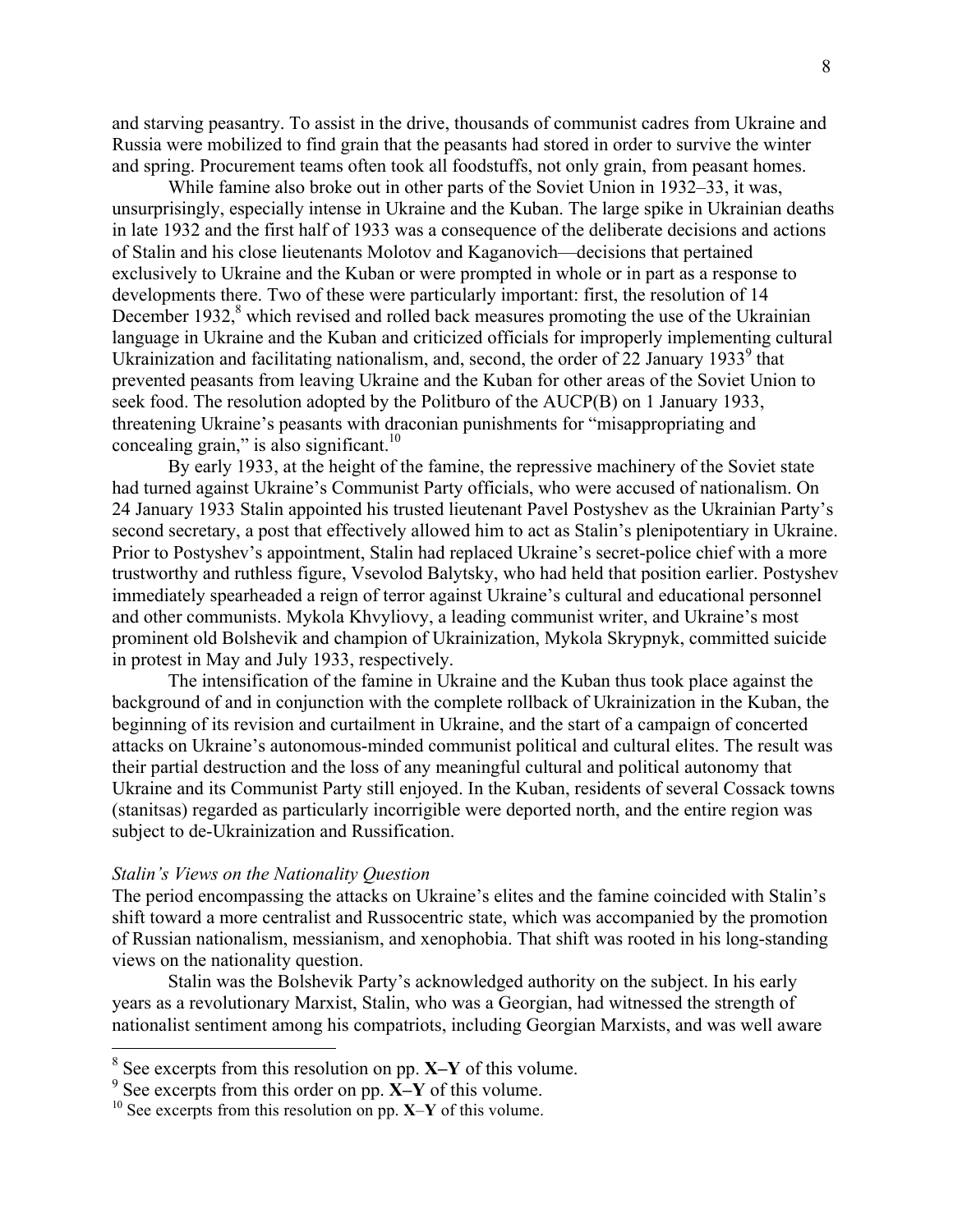and starving peasantry. To assist in the drive, thousands of communist cadres from Ukraine and Russia were mobilized to find grain that the peasants had stored in order to survive the winter and spring. Procurement teams often took all foodstuffs, not only grain, from peasant homes.

While famine also broke out in other parts of the Soviet Union in 1932–33, it was, unsurprisingly, especially intense in Ukraine and the Kuban. The large spike in Ukrainian deaths in late 1932 and the first half of 1933 was a consequence of the deliberate decisions and actions of Stalin and his close lieutenants Molotov and Kaganovich—decisions that pertained exclusively to Ukraine and the Kuban or were prompted in whole or in part as a response to developments there. Two of these were particularly important: first, the resolution of 14 December 1932,[8] which revised and rolled back measures promoting the use of the Ukrainian language in Ukraine and the Kuban and criticized officials for improperly implementing cultural Ukrainization and facilitating nationalism, and, second, the order of 22 January 1933[9] that prevented peasants from leaving Ukraine and the Kuban for other areas of the Soviet Union to seek food. The resolution adopted by the Politburo of the AUCP(B) on 1 January 1933, threatening Ukraine's peasants with draconian punishments for "misappropriating and concealing grain," is also significant.[10]

By early 1933, at the height of the famine, the repressive machinery of the Soviet state had turned against Ukraine's Communist Party officials, who were accused of nationalism. On 24 January 1933 Stalin appointed his trusted lieutenant Pavel Postyshev as the Ukrainian Party's second secretary, a post that effectively allowed him to act as Stalin's plenipotentiary in Ukraine. Prior to Postyshev's appointment, Stalin had replaced Ukraine's secret-police chief with a more trustworthy and ruthless figure, Vsevolod Balytsky, who had held that position earlier. Postyshev immediately spearheaded a reign of terror against Ukraine's cultural and educational personnel and other communists. Mykola Khvyliovy, a leading communist writer, and Ukraine's most prominent old Bolshevik and champion of Ukrainization, Mykola Skrypnyk, committed suicide in protest in May and July 1933, respectively.

The intensification of the famine in Ukraine and the Kuban thus took place against the background of and in conjunction with the complete rollback of Ukrainization in the Kuban, the beginning of its revision and curtailment in Ukraine, and the start of a campaign of concerted attacks on Ukraine's autonomous-minded communist political and cultural elites. The result was their partial destruction and the loss of any meaningful cultural and political autonomy that Ukraine and its Communist Party still enjoyed. In the Kuban, residents of several Cossack towns (stanitsas) regarded as particularly incorrigible were deported north, and the entire region was subject to de-Ukrainization and Russification.

### *Stalin's Views on the Nationality Question*

The period encompassing the attacks on Ukraine's elites and the famine coincided with Stalin's shift toward a more centralist and Russocentric state, which was accompanied by the promotion of Russian nationalism, messianism, and xenophobia. That shift was rooted in his long-standing views on the nationality question.

Stalin was the Bolshevik Party's acknowledged authority on the subject. In his early years as a revolutionary Marxist, Stalin, who was a Georgian, had witnessed the strength of nationalist sentiment among his compatriots, including Georgian Marxists, and was well aware

---

[8] See excerpts from this resolution on pp. **X–Y** of this volume.

[9] See excerpts from this order on pp. **X–Y** of this volume.

[10] See excerpts from this resolution on pp. **X**–**Y** of this volume.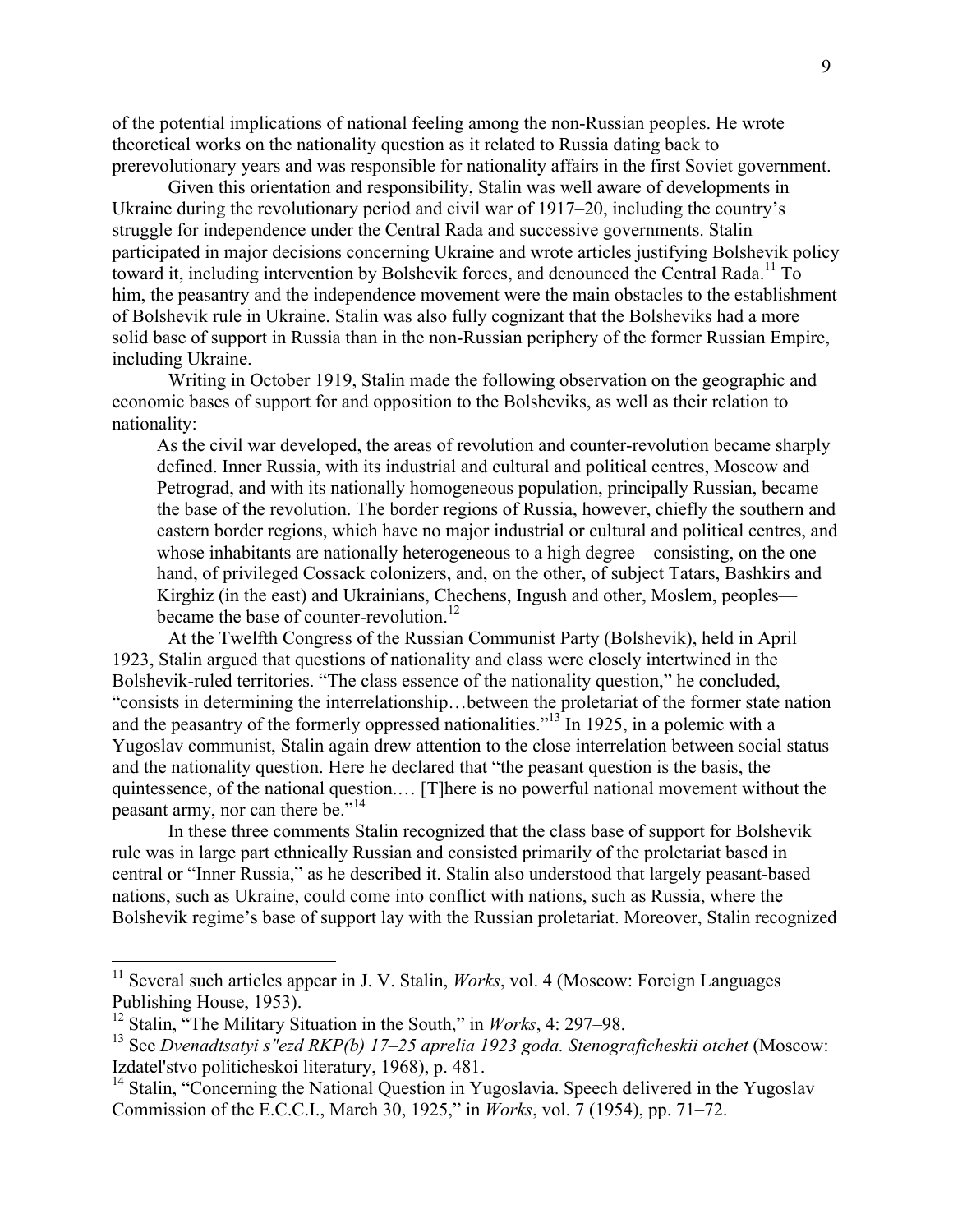of the potential implications of national feeling among the non-Russian peoples. He wrote theoretical works on the nationality question as it related to Russia dating back to prerevolutionary years and was responsible for nationality affairs in the first Soviet government.

Given this orientation and responsibility, Stalin was well aware of developments in Ukraine during the revolutionary period and civil war of 1917–20, including the country's struggle for independence under the Central Rada and successive governments. Stalin participated in major decisions concerning Ukraine and wrote articles justifying Bolshevik policy toward it, including intervention by Bolshevik forces, and denounced the Central Rada.[11] To him, the peasantry and the independence movement were the main obstacles to the establishment of Bolshevik rule in Ukraine. Stalin was also fully cognizant that the Bolsheviks had a more solid base of support in Russia than in the non-Russian periphery of the former Russian Empire, including Ukraine.

Writing in October 1919, Stalin made the following observation on the geographic and economic bases of support for and opposition to the Bolsheviks, as well as their relation to nationality:

> As the civil war developed, the areas of revolution and counter-revolution became sharply defined. Inner Russia, with its industrial and cultural and political centres, Moscow and Petrograd, and with its nationally homogeneous population, principally Russian, became the base of the revolution. The border regions of Russia, however, chiefly the southern and eastern border regions, which have no major industrial or cultural and political centres, and whose inhabitants are nationally heterogeneous to a high degree—consisting, on the one hand, of privileged Cossack colonizers, and, on the other, of subject Tatars, Bashkirs and Kirghiz (in the east) and Ukrainians, Chechens, Ingush and other, Moslem, peoples—became the base of counter-revolution.[12]

At the Twelfth Congress of the Russian Communist Party (Bolshevik), held in April 1923, Stalin argued that questions of nationality and class were closely intertwined in the Bolshevik-ruled territories. "The class essence of the nationality question," he concluded, "consists in determining the interrelationship…between the proletariat of the former state nation and the peasantry of the formerly oppressed nationalities."[13] In 1925, in a polemic with a Yugoslav communist, Stalin again drew attention to the close interrelation between social status and the nationality question. Here he declared that "the peasant question is the basis, the quintessence, of the national question.… [T]here is no powerful national movement without the peasant army, nor can there be."[14]

In these three comments Stalin recognized that the class base of support for Bolshevik rule was in large part ethnically Russian and consisted primarily of the proletariat based in central or "Inner Russia," as he described it. Stalin also understood that largely peasant-based nations, such as Ukraine, could come into conflict with nations, such as Russia, where the Bolshevik regime's base of support lay with the Russian proletariat. Moreover, Stalin recognized

---

[11] Several such articles appear in J. V. Stalin, *Works*, vol. 4 (Moscow: Foreign Languages Publishing House, 1953).

[12] Stalin, "The Military Situation in the South," in *Works*, 4: 297–98.

[13] See *Dvenadtsatyi s"ezd RKP(b) 17–25 aprelia 1923 goda. Stenograficheskii otchet* (Moscow: Izdatel'stvo politicheskoi literatury, 1968), p. 481.

[14] Stalin, "Concerning the National Question in Yugoslavia. Speech delivered in the Yugoslav Commission of the E.C.C.I., March 30, 1925," in *Works*, vol. 7 (1954), pp. 71–72.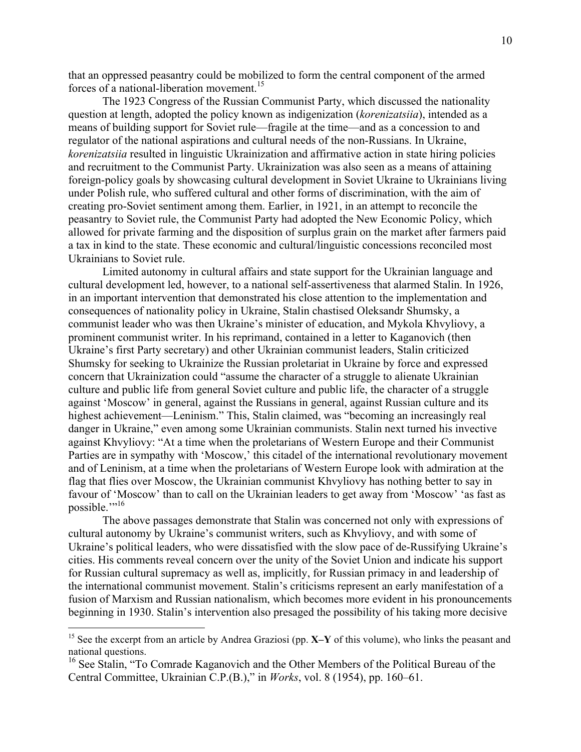that an oppressed peasantry could be mobilized to form the central component of the armed forces of a national-liberation movement.[15]

The 1923 Congress of the Russian Communist Party, which discussed the nationality question at length, adopted the policy known as indigenization (*korenizatsiia*), intended as a means of building support for Soviet rule—fragile at the time—and as a concession to and regulator of the national aspirations and cultural needs of the non-Russians. In Ukraine, *korenizatsiia* resulted in linguistic Ukrainization and affirmative action in state hiring policies and recruitment to the Communist Party. Ukrainization was also seen as a means of attaining foreign-policy goals by showcasing cultural development in Soviet Ukraine to Ukrainians living under Polish rule, who suffered cultural and other forms of discrimination, with the aim of creating pro-Soviet sentiment among them. Earlier, in 1921, in an attempt to reconcile the peasantry to Soviet rule, the Communist Party had adopted the New Economic Policy, which allowed for private farming and the disposition of surplus grain on the market after farmers paid a tax in kind to the state. These economic and cultural/linguistic concessions reconciled most Ukrainians to Soviet rule.

Limited autonomy in cultural affairs and state support for the Ukrainian language and cultural development led, however, to a national self-assertiveness that alarmed Stalin. In 1926, in an important intervention that demonstrated his close attention to the implementation and consequences of nationality policy in Ukraine, Stalin chastised Oleksandr Shumsky, a communist leader who was then Ukraine's minister of education, and Mykola Khvyliovy, a prominent communist writer. In his reprimand, contained in a letter to Kaganovich (then Ukraine's first Party secretary) and other Ukrainian communist leaders, Stalin criticized Shumsky for seeking to Ukrainize the Russian proletariat in Ukraine by force and expressed concern that Ukrainization could "assume the character of a struggle to alienate Ukrainian culture and public life from general Soviet culture and public life, the character of a struggle against 'Moscow' in general, against the Russians in general, against Russian culture and its highest achievement—Leninism." This, Stalin claimed, was "becoming an increasingly real danger in Ukraine," even among some Ukrainian communists. Stalin next turned his invective against Khvyliovy: "At a time when the proletarians of Western Europe and their Communist Parties are in sympathy with 'Moscow,' this citadel of the international revolutionary movement and of Leninism, at a time when the proletarians of Western Europe look with admiration at the flag that flies over Moscow, the Ukrainian communist Khvyliovy has nothing better to say in favour of 'Moscow' than to call on the Ukrainian leaders to get away from 'Moscow' 'as fast as possible.'"[16]

The above passages demonstrate that Stalin was concerned not only with expressions of cultural autonomy by Ukraine's communist writers, such as Khvyliovy, and with some of Ukraine's political leaders, who were dissatisfied with the slow pace of de-Russifying Ukraine's cities. His comments reveal concern over the unity of the Soviet Union and indicate his support for Russian cultural supremacy as well as, implicitly, for Russian primacy in and leadership of the international communist movement. Stalin's criticisms represent an early manifestation of a fusion of Marxism and Russian nationalism, which becomes more evident in his pronouncements beginning in 1930. Stalin's intervention also presaged the possibility of his taking more decisive

---

[15] See the excerpt from an article by Andrea Graziosi (pp. **X–Y** of this volume), who links the peasant and national questions.

[16] See Stalin, "To Comrade Kaganovich and the Other Members of the Political Bureau of the Central Committee, Ukrainian C.P.(B.)," in *Works*, vol. 8 (1954), pp. 160–61.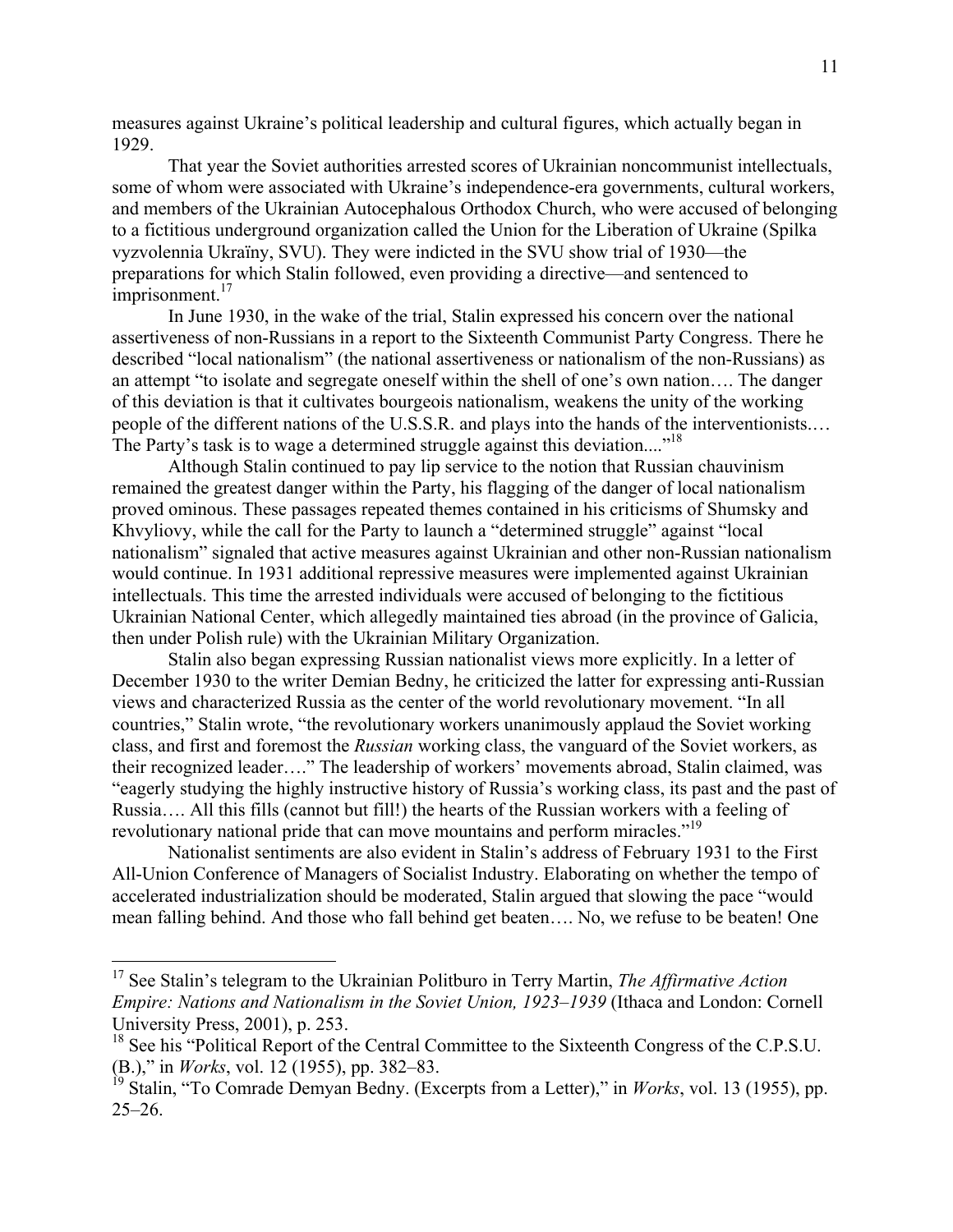measures against Ukraine's political leadership and cultural figures, which actually began in 1929.

That year the Soviet authorities arrested scores of Ukrainian noncommunist intellectuals, some of whom were associated with Ukraine's independence-era governments, cultural workers, and members of the Ukrainian Autocephalous Orthodox Church, who were accused of belonging to a fictitious underground organization called the Union for the Liberation of Ukraine (Spilka vyzvolennia Ukraïny, SVU). They were indicted in the SVU show trial of 1930—the preparations for which Stalin followed, even providing a directive—and sentenced to imprisonment.[17]

In June 1930, in the wake of the trial, Stalin expressed his concern over the national assertiveness of non-Russians in a report to the Sixteenth Communist Party Congress. There he described "local nationalism" (the national assertiveness or nationalism of the non-Russians) as an attempt "to isolate and segregate oneself within the shell of one's own nation…. The danger of this deviation is that it cultivates bourgeois nationalism, weakens the unity of the working people of the different nations of the U.S.S.R. and plays into the hands of the interventionists.… The Party's task is to wage a determined struggle against this deviation...."[18]

Although Stalin continued to pay lip service to the notion that Russian chauvinism remained the greatest danger within the Party, his flagging of the danger of local nationalism proved ominous. These passages repeated themes contained in his criticisms of Shumsky and Khvyliovy, while the call for the Party to launch a "determined struggle" against "local nationalism" signaled that active measures against Ukrainian and other non-Russian nationalism would continue. In 1931 additional repressive measures were implemented against Ukrainian intellectuals. This time the arrested individuals were accused of belonging to the fictitious Ukrainian National Center, which allegedly maintained ties abroad (in the province of Galicia, then under Polish rule) with the Ukrainian Military Organization.

Stalin also began expressing Russian nationalist views more explicitly. In a letter of December 1930 to the writer Demian Bedny, he criticized the latter for expressing anti-Russian views and characterized Russia as the center of the world revolutionary movement. "In all countries," Stalin wrote, "the revolutionary workers unanimously applaud the Soviet working class, and first and foremost the *Russian* working class, the vanguard of the Soviet workers, as their recognized leader…." The leadership of workers' movements abroad, Stalin claimed, was "eagerly studying the highly instructive history of Russia's working class, its past and the past of Russia…. All this fills (cannot but fill!) the hearts of the Russian workers with a feeling of revolutionary national pride that can move mountains and perform miracles."[19]

Nationalist sentiments are also evident in Stalin's address of February 1931 to the First All-Union Conference of Managers of Socialist Industry. Elaborating on whether the tempo of accelerated industrialization should be moderated, Stalin argued that slowing the pace "would mean falling behind. And those who fall behind get beaten…. No, we refuse to be beaten! One

---

[17] See Stalin's telegram to the Ukrainian Politburo in Terry Martin, *The Affirmative Action Empire: Nations and Nationalism in the Soviet Union, 1923–1939* (Ithaca and London: Cornell University Press, 2001), p. 253.

[18] See his "Political Report of the Central Committee to the Sixteenth Congress of the C.P.S.U. (B.)," in *Works*, vol. 12 (1955), pp. 382–83.

[19] Stalin, "To Comrade Demyan Bedny. (Excerpts from a Letter)," in *Works*, vol. 13 (1955), pp. 25–26.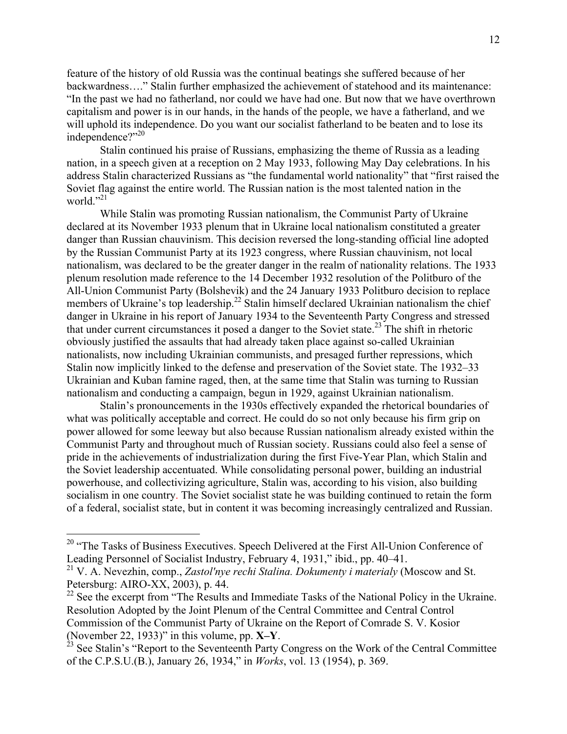feature of the history of old Russia was the continual beatings she suffered because of her backwardness…." Stalin further emphasized the achievement of statehood and its maintenance: "In the past we had no fatherland, nor could we have had one. But now that we have overthrown capitalism and power is in our hands, in the hands of the people, we have a fatherland, and we will uphold its independence. Do you want our socialist fatherland to be beaten and to lose its independence?"[20]

Stalin continued his praise of Russians, emphasizing the theme of Russia as a leading nation, in a speech given at a reception on 2 May 1933, following May Day celebrations. In his address Stalin characterized Russians as "the fundamental world nationality" that "first raised the Soviet flag against the entire world. The Russian nation is the most talented nation in the world."[21]

While Stalin was promoting Russian nationalism, the Communist Party of Ukraine declared at its November 1933 plenum that in Ukraine local nationalism constituted a greater danger than Russian chauvinism. This decision reversed the long-standing official line adopted by the Russian Communist Party at its 1923 congress, where Russian chauvinism, not local nationalism, was declared to be the greater danger in the realm of nationality relations. The 1933 plenum resolution made reference to the 14 December 1932 resolution of the Politburo of the All-Union Communist Party (Bolshevik) and the 24 January 1933 Politburo decision to replace members of Ukraine's top leadership.[22] Stalin himself declared Ukrainian nationalism the chief danger in Ukraine in his report of January 1934 to the Seventeenth Party Congress and stressed that under current circumstances it posed a danger to the Soviet state.[23] The shift in rhetoric obviously justified the assaults that had already taken place against so-called Ukrainian nationalists, now including Ukrainian communists, and presaged further repressions, which Stalin now implicitly linked to the defense and preservation of the Soviet state. The 1932–33 Ukrainian and Kuban famine raged, then, at the same time that Stalin was turning to Russian nationalism and conducting a campaign, begun in 1929, against Ukrainian nationalism.

Stalin's pronouncements in the 1930s effectively expanded the rhetorical boundaries of what was politically acceptable and correct. He could do so not only because his firm grip on power allowed for some leeway but also because Russian nationalism already existed within the Communist Party and throughout much of Russian society. Russians could also feel a sense of pride in the achievements of industrialization during the first Five-Year Plan, which Stalin and the Soviet leadership accentuated. While consolidating personal power, building an industrial powerhouse, and collectivizing agriculture, Stalin was, according to his vision, also building socialism in one country. The Soviet socialist state he was building continued to retain the form of a federal, socialist state, but in content it was becoming increasingly centralized and Russian.

---

[20] "The Tasks of Business Executives. Speech Delivered at the First All-Union Conference of Leading Personnel of Socialist Industry, February 4, 1931," ibid., pp. 40–41.

[21] V. A. Nevezhin, comp., *Zastol'nye rechi Stalina. Dokumenty i materialy* (Moscow and St. Petersburg: AIRO-XX, 2003), p. 44.

[22] See the excerpt from "The Results and Immediate Tasks of the National Policy in the Ukraine. Resolution Adopted by the Joint Plenum of the Central Committee and Central Control Commission of the Communist Party of Ukraine on the Report of Comrade S. V. Kosior (November 22, 1933)" in this volume, pp. **X–Y**.

[23] See Stalin's "Report to the Seventeenth Party Congress on the Work of the Central Committee of the C.P.S.U.(B.), January 26, 1934," in *Works*, vol. 13 (1954), p. 369.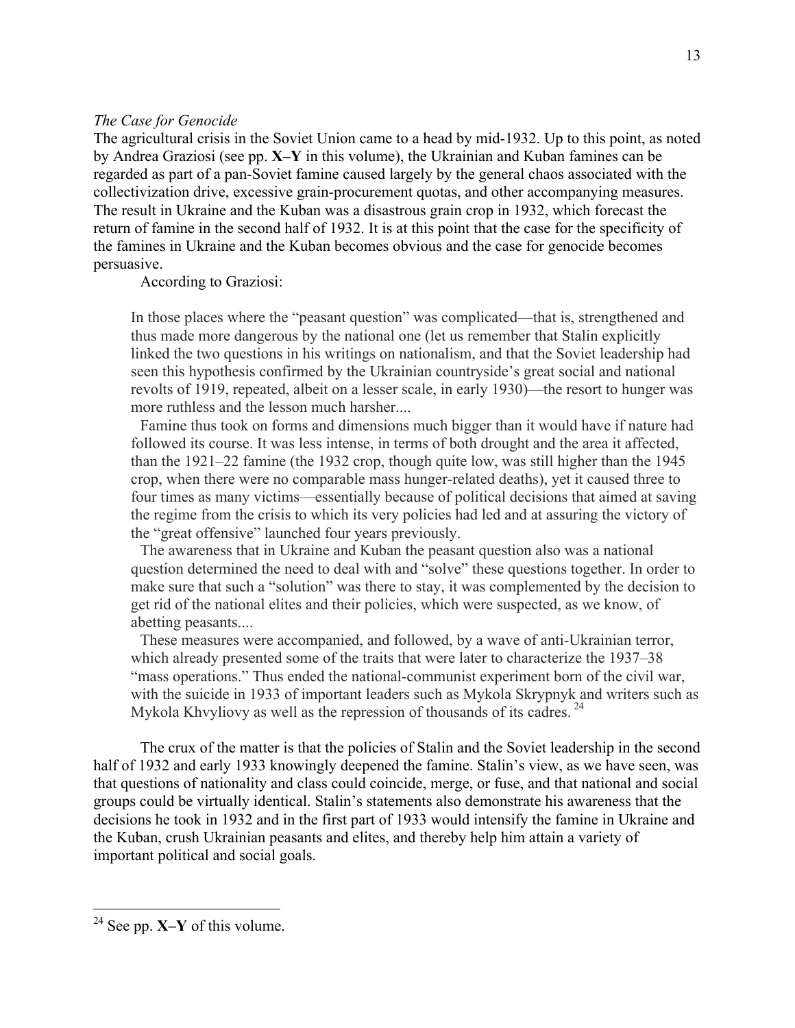*The Case for Genocide*

The agricultural crisis in the Soviet Union came to a head by mid-1932. Up to this point, as noted by Andrea Graziosi (see pp. **X–Y** in this volume), the Ukrainian and Kuban famines can be regarded as part of a pan-Soviet famine caused largely by the general chaos associated with the collectivization drive, excessive grain-procurement quotas, and other accompanying measures. The result in Ukraine and the Kuban was a disastrous grain crop in 1932, which forecast the return of famine in the second half of 1932. It is at this point that the case for the specificity of the famines in Ukraine and the Kuban becomes obvious and the case for genocide becomes persuasive.

According to Graziosi:

> In those places where the "peasant question" was complicated—that is, strengthened and thus made more dangerous by the national one (let us remember that Stalin explicitly linked the two questions in his writings on nationalism, and that the Soviet leadership had seen this hypothesis confirmed by the Ukrainian countryside's great social and national revolts of 1919, repeated, albeit on a lesser scale, in early 1930)—the resort to hunger was more ruthless and the lesson much harsher....
>
> Famine thus took on forms and dimensions much bigger than it would have if nature had followed its course. It was less intense, in terms of both drought and the area it affected, than the 1921–22 famine (the 1932 crop, though quite low, was still higher than the 1945 crop, when there were no comparable mass hunger-related deaths), yet it caused three to four times as many victims—essentially because of political decisions that aimed at saving the regime from the crisis to which its very policies had led and at assuring the victory of the "great offensive" launched four years previously.
>
> The awareness that in Ukraine and Kuban the peasant question also was a national question determined the need to deal with and "solve" these questions together. In order to make sure that such a "solution" was there to stay, it was complemented by the decision to get rid of the national elites and their policies, which were suspected, as we know, of abetting peasants....
>
> These measures were accompanied, and followed, by a wave of anti-Ukrainian terror, which already presented some of the traits that were later to characterize the 1937–38 "mass operations." Thus ended the national-communist experiment born of the civil war, with the suicide in 1933 of important leaders such as Mykola Skrypnyk and writers such as Mykola Khvyliovy as well as the repression of thousands of its cadres.[24]

The crux of the matter is that the policies of Stalin and the Soviet leadership in the second half of 1932 and early 1933 knowingly deepened the famine. Stalin's view, as we have seen, was that questions of nationality and class could coincide, merge, or fuse, and that national and social groups could be virtually identical. Stalin's statements also demonstrate his awareness that the decisions he took in 1932 and in the first part of 1933 would intensify the famine in Ukraine and the Kuban, crush Ukrainian peasants and elites, and thereby help him attain a variety of important political and social goals.

---

[24] See pp. **X–Y** of this volume.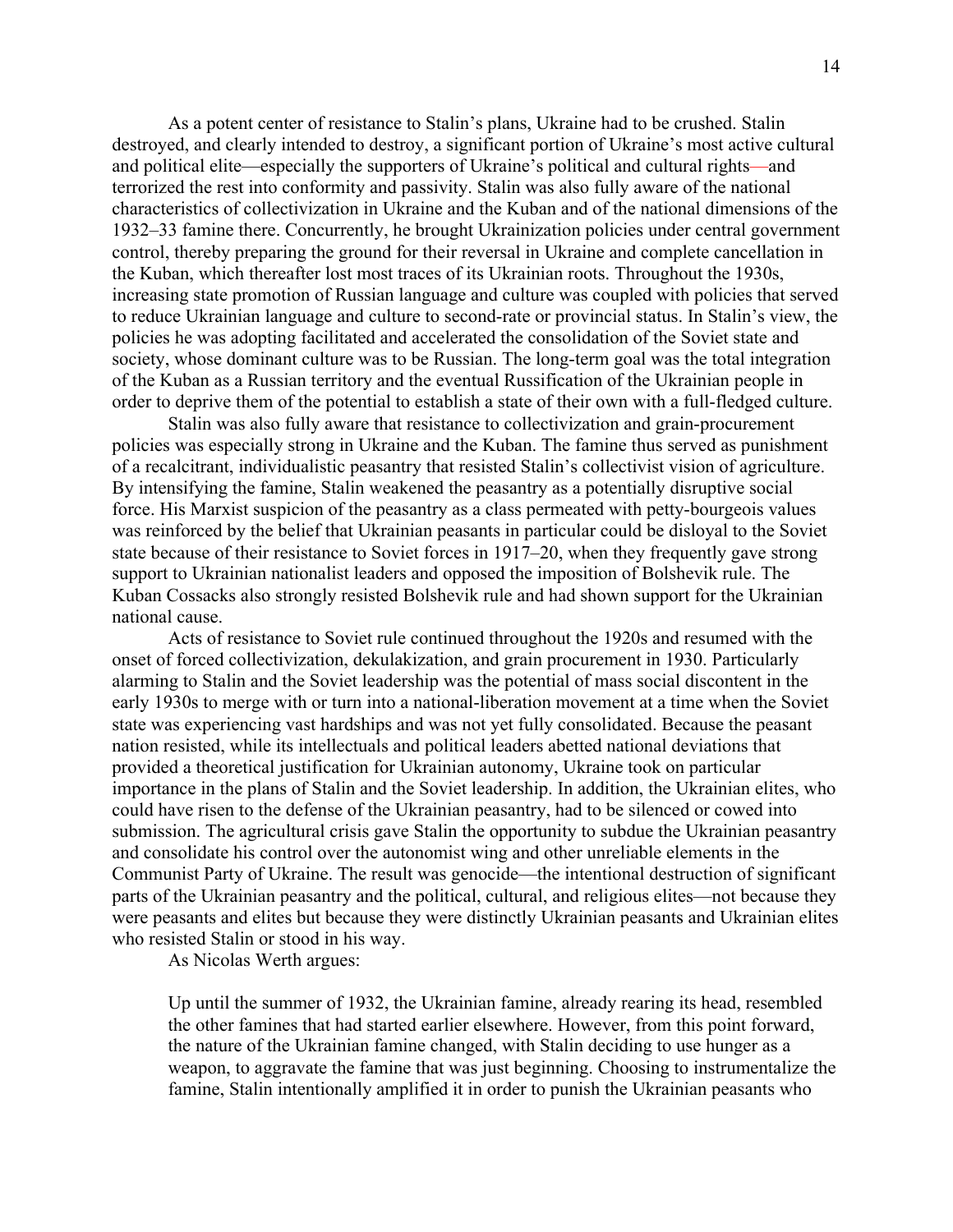As a potent center of resistance to Stalin's plans, Ukraine had to be crushed. Stalin destroyed, and clearly intended to destroy, a significant portion of Ukraine's most active cultural and political elite—especially the supporters of Ukraine's political and cultural rights—and terrorized the rest into conformity and passivity. Stalin was also fully aware of the national characteristics of collectivization in Ukraine and the Kuban and of the national dimensions of the 1932–33 famine there. Concurrently, he brought Ukrainization policies under central government control, thereby preparing the ground for their reversal in Ukraine and complete cancellation in the Kuban, which thereafter lost most traces of its Ukrainian roots. Throughout the 1930s, increasing state promotion of Russian language and culture was coupled with policies that served to reduce Ukrainian language and culture to second-rate or provincial status. In Stalin's view, the policies he was adopting facilitated and accelerated the consolidation of the Soviet state and society, whose dominant culture was to be Russian. The long-term goal was the total integration of the Kuban as a Russian territory and the eventual Russification of the Ukrainian people in order to deprive them of the potential to establish a state of their own with a full-fledged culture.

Stalin was also fully aware that resistance to collectivization and grain-procurement policies was especially strong in Ukraine and the Kuban. The famine thus served as punishment of a recalcitrant, individualistic peasantry that resisted Stalin's collectivist vision of agriculture. By intensifying the famine, Stalin weakened the peasantry as a potentially disruptive social force. His Marxist suspicion of the peasantry as a class permeated with petty-bourgeois values was reinforced by the belief that Ukrainian peasants in particular could be disloyal to the Soviet state because of their resistance to Soviet forces in 1917–20, when they frequently gave strong support to Ukrainian nationalist leaders and opposed the imposition of Bolshevik rule. The Kuban Cossacks also strongly resisted Bolshevik rule and had shown support for the Ukrainian national cause.

Acts of resistance to Soviet rule continued throughout the 1920s and resumed with the onset of forced collectivization, dekulakization, and grain procurement in 1930. Particularly alarming to Stalin and the Soviet leadership was the potential of mass social discontent in the early 1930s to merge with or turn into a national-liberation movement at a time when the Soviet state was experiencing vast hardships and was not yet fully consolidated. Because the peasant nation resisted, while its intellectuals and political leaders abetted national deviations that provided a theoretical justification for Ukrainian autonomy, Ukraine took on particular importance in the plans of Stalin and the Soviet leadership. In addition, the Ukrainian elites, who could have risen to the defense of the Ukrainian peasantry, had to be silenced or cowed into submission. The agricultural crisis gave Stalin the opportunity to subdue the Ukrainian peasantry and consolidate his control over the autonomist wing and other unreliable elements in the Communist Party of Ukraine. The result was genocide—the intentional destruction of significant parts of the Ukrainian peasantry and the political, cultural, and religious elites—not because they were peasants and elites but because they were distinctly Ukrainian peasants and Ukrainian elites who resisted Stalin or stood in his way.

As Nicolas Werth argues:

> Up until the summer of 1932, the Ukrainian famine, already rearing its head, resembled the other famines that had started earlier elsewhere. However, from this point forward, the nature of the Ukrainian famine changed, with Stalin deciding to use hunger as a weapon, to aggravate the famine that was just beginning. Choosing to instrumentalize the famine, Stalin intentionally amplified it in order to punish the Ukrainian peasants who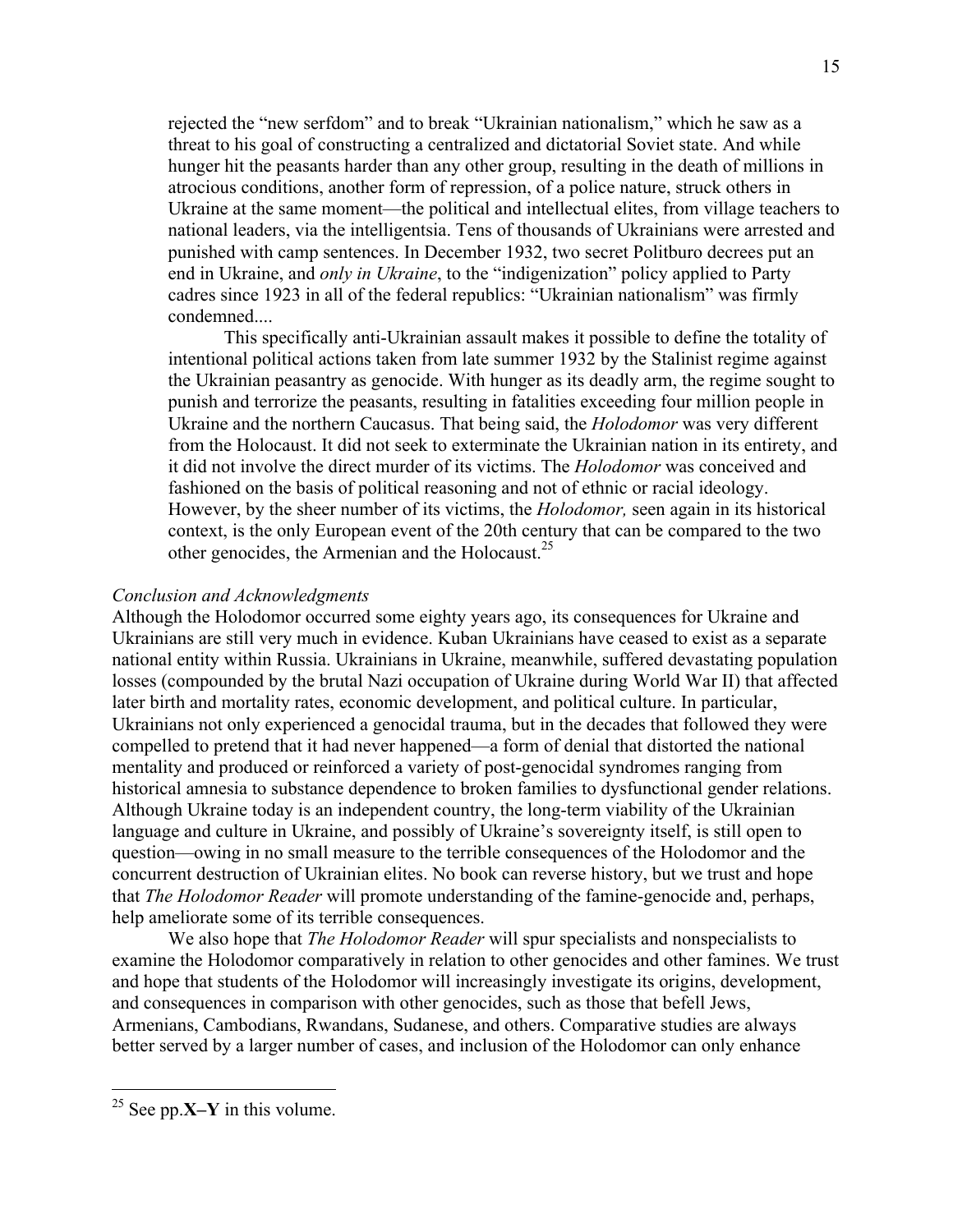> rejected the "new serfdom" and to break "Ukrainian nationalism," which he saw as a threat to his goal of constructing a centralized and dictatorial Soviet state. And while hunger hit the peasants harder than any other group, resulting in the death of millions in atrocious conditions, another form of repression, of a police nature, struck others in Ukraine at the same moment—the political and intellectual elites, from village teachers to national leaders, via the intelligentsia. Tens of thousands of Ukrainians were arrested and punished with camp sentences. In December 1932, two secret Politburo decrees put an end in Ukraine, and *only in Ukraine*, to the "indigenization" policy applied to Party cadres since 1923 in all of the federal republics: "Ukrainian nationalism" was firmly condemned....
>
> This specifically anti-Ukrainian assault makes it possible to define the totality of intentional political actions taken from late summer 1932 by the Stalinist regime against the Ukrainian peasantry as genocide. With hunger as its deadly arm, the regime sought to punish and terrorize the peasants, resulting in fatalities exceeding four million people in Ukraine and the northern Caucasus. That being said, the *Holodomor* was very different from the Holocaust. It did not seek to exterminate the Ukrainian nation in its entirety, and it did not involve the direct murder of its victims. The *Holodomor* was conceived and fashioned on the basis of political reasoning and not of ethnic or racial ideology. However, by the sheer number of its victims, the *Holodomor,* seen again in its historical context, is the only European event of the 20th century that can be compared to the two other genocides, the Armenian and the Holocaust.[25]

*Conclusion and Acknowledgments*

Although the Holodomor occurred some eighty years ago, its consequences for Ukraine and Ukrainians are still very much in evidence. Kuban Ukrainians have ceased to exist as a separate national entity within Russia. Ukrainians in Ukraine, meanwhile, suffered devastating population losses (compounded by the brutal Nazi occupation of Ukraine during World War II) that affected later birth and mortality rates, economic development, and political culture. In particular, Ukrainians not only experienced a genocidal trauma, but in the decades that followed they were compelled to pretend that it had never happened—a form of denial that distorted the national mentality and produced or reinforced a variety of post-genocidal syndromes ranging from historical amnesia to substance dependence to broken families to dysfunctional gender relations. Although Ukraine today is an independent country, the long-term viability of the Ukrainian language and culture in Ukraine, and possibly of Ukraine's sovereignty itself, is still open to question—owing in no small measure to the terrible consequences of the Holodomor and the concurrent destruction of Ukrainian elites. No book can reverse history, but we trust and hope that *The Holodomor Reader* will promote understanding of the famine-genocide and, perhaps, help ameliorate some of its terrible consequences.

We also hope that *The Holodomor Reader* will spur specialists and nonspecialists to examine the Holodomor comparatively in relation to other genocides and other famines. We trust and hope that students of the Holodomor will increasingly investigate its origins, development, and consequences in comparison with other genocides, such as those that befell Jews, Armenians, Cambodians, Rwandans, Sudanese, and others. Comparative studies are always better served by a larger number of cases, and inclusion of the Holodomor can only enhance

---

[25] See pp.**X–Y** in this volume.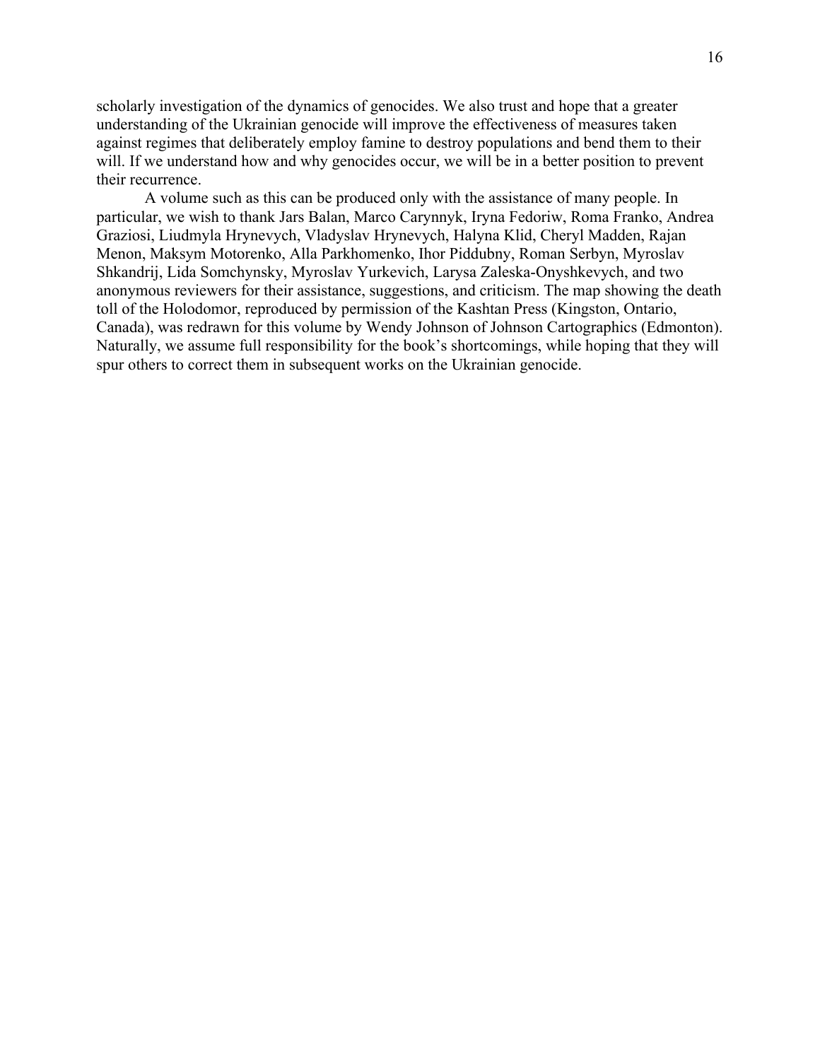scholarly investigation of the dynamics of genocides. We also trust and hope that a greater understanding of the Ukrainian genocide will improve the effectiveness of measures taken against regimes that deliberately employ famine to destroy populations and bend them to their will. If we understand how and why genocides occur, we will be in a better position to prevent their recurrence.

A volume such as this can be produced only with the assistance of many people. In particular, we wish to thank Jars Balan, Marco Carynnyk, Iryna Fedoriw, Roma Franko, Andrea Graziosi, Liudmyla Hrynevych, Vladyslav Hrynevych, Halyna Klid, Cheryl Madden, Rajan Menon, Maksym Motorenko, Alla Parkhomenko, Ihor Piddubny, Roman Serbyn, Myroslav Shkandrij, Lida Somchynsky, Myroslav Yurkevich, Larysa Zaleska-Onyshkevych, and two anonymous reviewers for their assistance, suggestions, and criticism. The map showing the death toll of the Holodomor, reproduced by permission of the Kashtan Press (Kingston, Ontario, Canada), was redrawn for this volume by Wendy Johnson of Johnson Cartographics (Edmonton). Naturally, we assume full responsibility for the book's shortcomings, while hoping that they will spur others to correct them in subsequent works on the Ukrainian genocide.